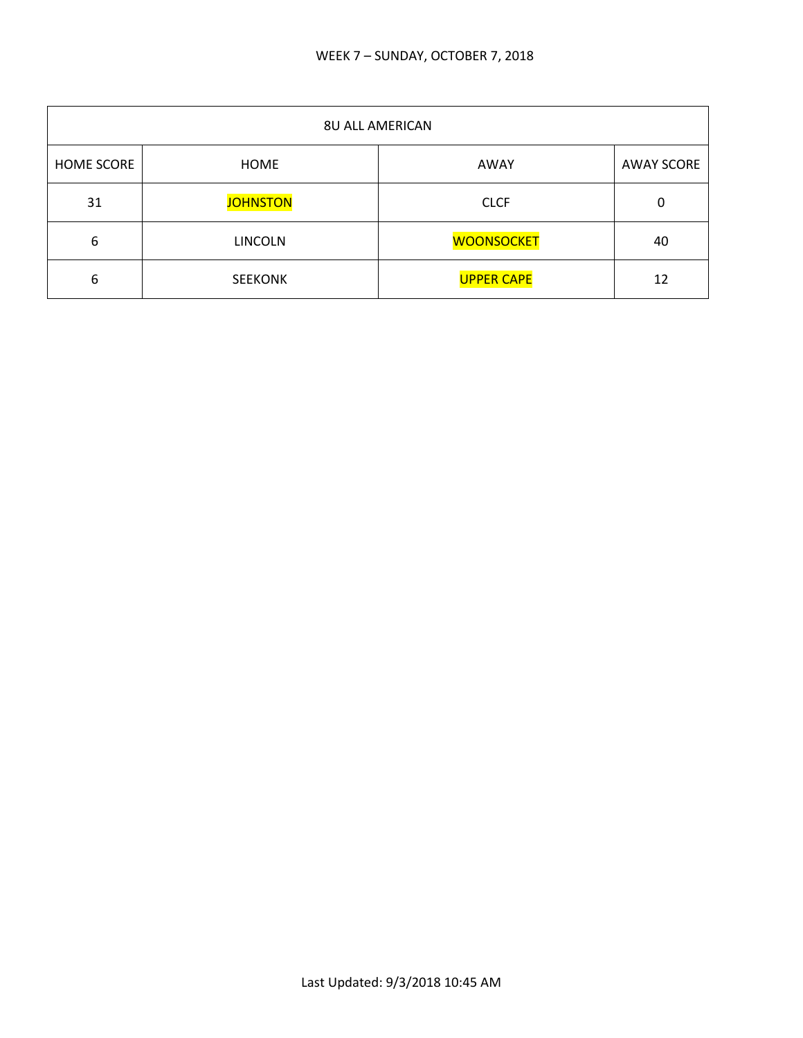WEEK 7 – SUNDAY, OCTOBER 7, 2018

| 8U ALL AMERICAN | | | |
|---|---|---|---|
| HOME SCORE | HOME | AWAY | AWAY SCORE |
| 31 | JOHNSTON | CLCF | 0 |
| 6 | LINCOLN | WOONSOCKET | 40 |
| 6 | SEEKONK | UPPER CAPE | 12 |

Last Updated: 9/3/2018 10:45 AM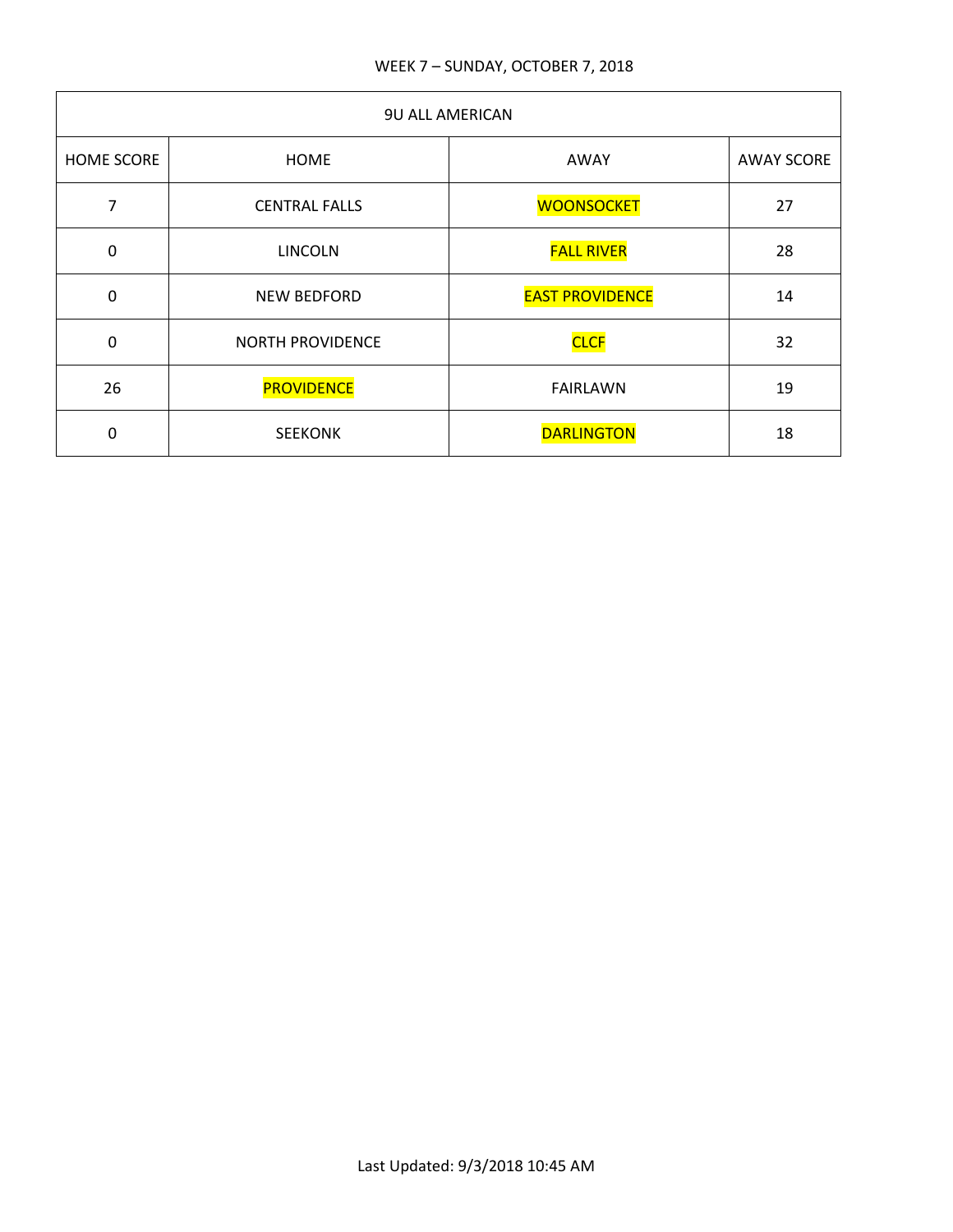WEEK 7 – SUNDAY, OCTOBER 7, 2018

| 9U ALL AMERICAN | | | |
|---|---|---|---|
| HOME SCORE | HOME | AWAY | AWAY SCORE |
| 7 | CENTRAL FALLS | WOONSOCKET | 27 |
| 0 | LINCOLN | FALL RIVER | 28 |
| 0 | NEW BEDFORD | EAST PROVIDENCE | 14 |
| 0 | NORTH PROVIDENCE | CLCF | 32 |
| 26 | PROVIDENCE | FAIRLAWN | 19 |
| 0 | SEEKONK | DARLINGTON | 18 |

Last Updated: 9/3/2018 10:45 AM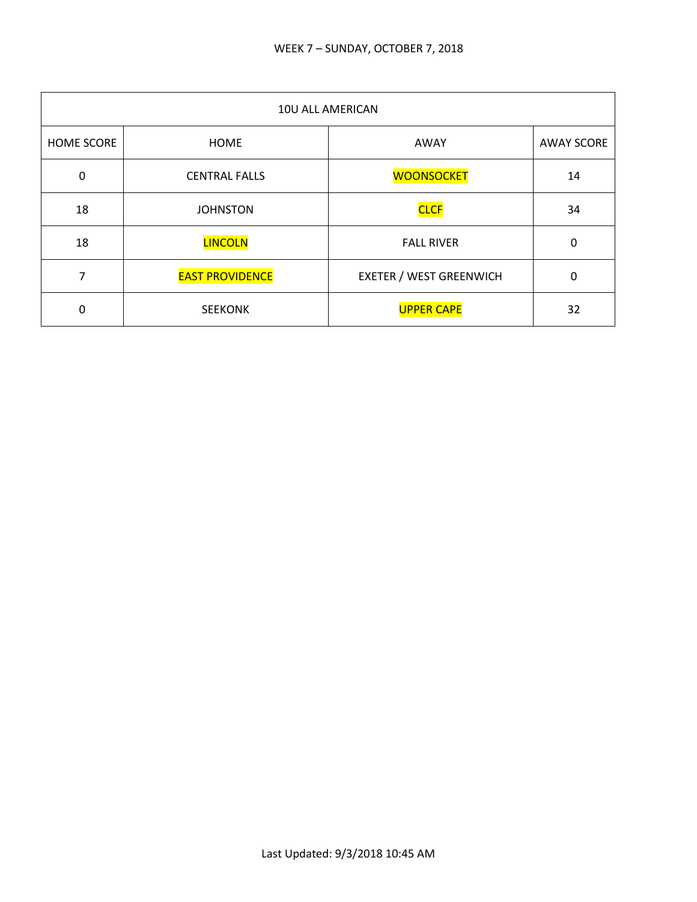WEEK 7 – SUNDAY, OCTOBER 7, 2018

| 10U ALL AMERICAN | | | |
|---|---|---|---|
| HOME SCORE | HOME | AWAY | AWAY SCORE |
| 0 | CENTRAL FALLS | WOONSOCKET | 14 |
| 18 | JOHNSTON | CLCF | 34 |
| 18 | LINCOLN | FALL RIVER | 0 |
| 7 | EAST PROVIDENCE | EXETER / WEST GREENWICH | 0 |
| 0 | SEEKONK | UPPER CAPE | 32 |

Last Updated: 9/3/2018 10:45 AM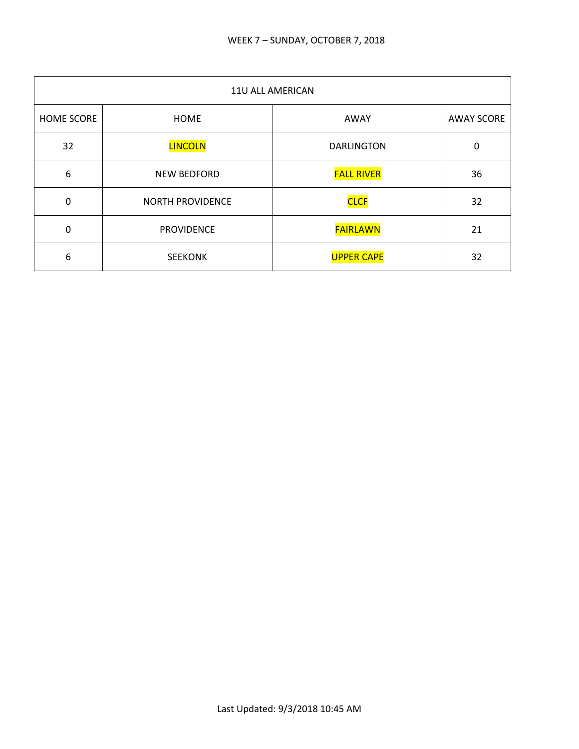WEEK 7 – SUNDAY, OCTOBER 7, 2018

| 11U ALL AMERICAN | | | |
|---|---|---|---|
| HOME SCORE | HOME | AWAY | AWAY SCORE |
| 32 | LINCOLN | DARLINGTON | 0 |
| 6 | NEW BEDFORD | FALL RIVER | 36 |
| 0 | NORTH PROVIDENCE | CLCF | 32 |
| 0 | PROVIDENCE | FAIRLAWN | 21 |
| 6 | SEEKONK | UPPER CAPE | 32 |

Last Updated: 9/3/2018 10:45 AM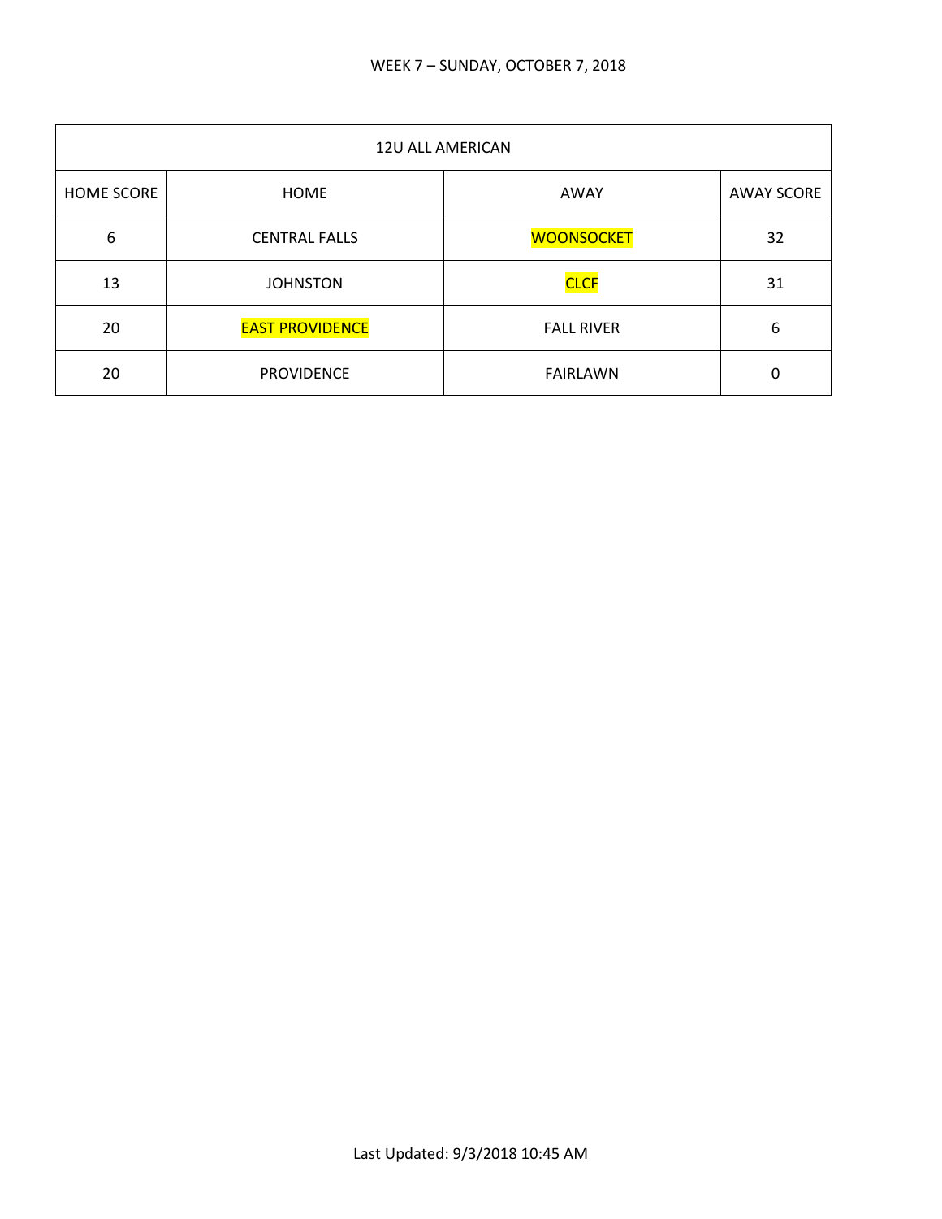WEEK 7 – SUNDAY, OCTOBER 7, 2018

| 12U ALL AMERICAN | | | |
|---|---|---|---|
| HOME SCORE | HOME | AWAY | AWAY SCORE |
| 6 | CENTRAL FALLS | WOONSOCKET | 32 |
| 13 | JOHNSTON | CLCF | 31 |
| 20 | EAST PROVIDENCE | FALL RIVER | 6 |
| 20 | PROVIDENCE | FAIRLAWN | 0 |

Last Updated: 9/3/2018 10:45 AM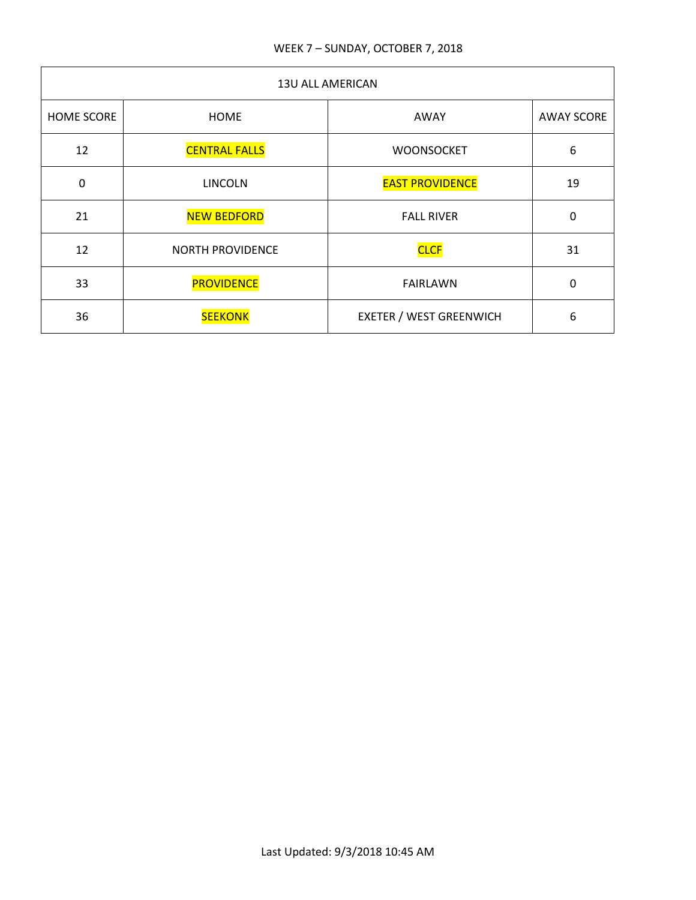WEEK 7 – SUNDAY, OCTOBER 7, 2018

| 13U ALL AMERICAN | | | |
|---|---|---|---|
| HOME SCORE | HOME | AWAY | AWAY SCORE |
| 12 | CENTRAL FALLS | WOONSOCKET | 6 |
| 0 | LINCOLN | EAST PROVIDENCE | 19 |
| 21 | NEW BEDFORD | FALL RIVER | 0 |
| 12 | NORTH PROVIDENCE | CLCF | 31 |
| 33 | PROVIDENCE | FAIRLAWN | 0 |
| 36 | SEEKONK | EXETER / WEST GREENWICH | 6 |

Last Updated: 9/3/2018 10:45 AM